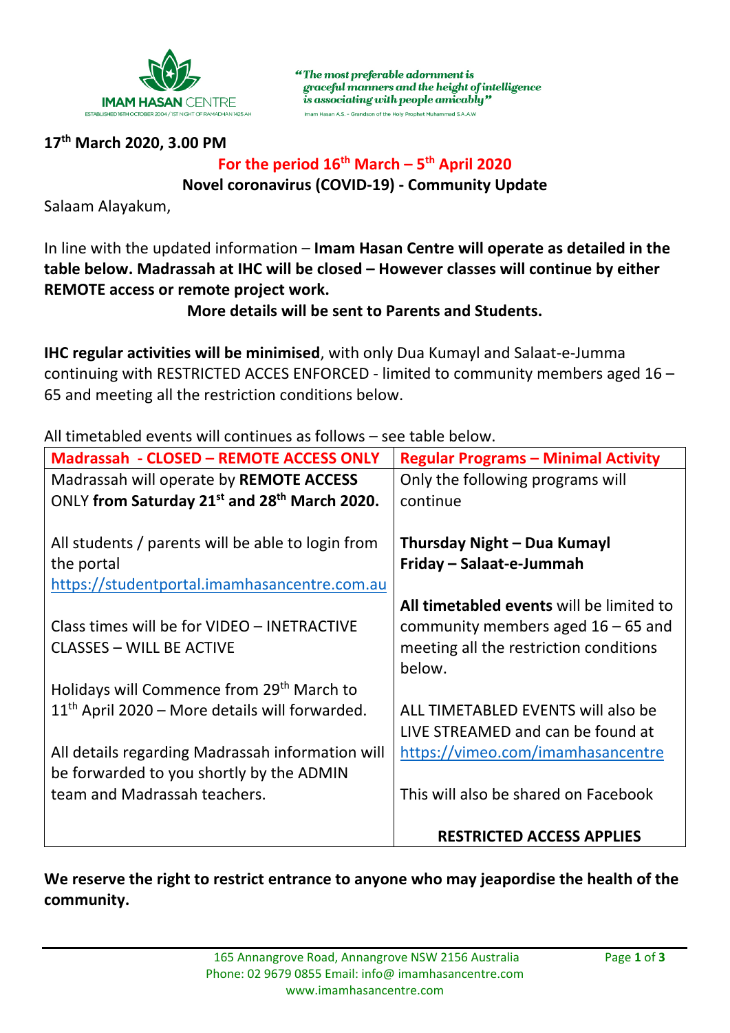IMAM HASAN CENTRE
ESTABLISHED 16TH OCTOBER 2004 / 1ST NIGHT OF RAMADHAN 1425 AH

*"The most preferable adornment is graceful manners and the height of intelligence is associating with people amicably"*
Imam Hasan A.S. - Grandson of the Holy Prophet Muhammad S.A.A.W

**17th March 2020, 3.00 PM**

**For the period 16th March – 5th April 2020**

**Novel coronavirus (COVID-19) - Community Update**

Salaam Alayakum,

In line with the updated information – **Imam Hasan Centre will operate as detailed in the table below. Madrassah at IHC will be closed – However classes will continue by either REMOTE access or remote project work.**

**More details will be sent to Parents and Students.**

**IHC regular activities will be minimised**, with only Dua Kumayl and Salaat-e-Jumma continuing with RESTRICTED ACCES ENFORCED - limited to community members aged 16 – 65 and meeting all the restriction conditions below.

All timetabled events will continues as follows – see table below.

| Madrassah - CLOSED – REMOTE ACCESS ONLY | Regular Programs – Minimal Activity |
| --- | --- |
| Madrassah will operate by **REMOTE ACCESS** ONLY **from Saturday 21st and 28th March 2020.**<br><br>All students / parents will be able to login from the portal https://studentportal.imamhasancentre.com.au<br><br>Class times will be for VIDEO – INETRACTIVE CLASSES – WILL BE ACTIVE<br><br>Holidays will Commence from 29th March to 11th April 2020 – More details will forwarded.<br><br>All details regarding Madrassah information will be forwarded to you shortly by the ADMIN team and Madrassah teachers. | Only the following programs will continue<br><br>**Thursday Night – Dua Kumayl**<br>**Friday – Salaat-e-Jummah**<br><br>**All timetabled events** will be limited to community members aged 16 – 65 and meeting all the restriction conditions below.<br><br>ALL TIMETABLED EVENTS will also be LIVE STREAMED and can be found at https://vimeo.com/imamhasancentre<br><br>This will also be shared on Facebook<br><br>**RESTRICTED ACCESS APPLIES** |

**We reserve the right to restrict entrance to anyone who may jeapordise the health of the community.**

165 Annangrove Road, Annangrove NSW 2156 Australia
Phone: 02 9679 0855 Email: info@ imamhasancentre.com
www.imamhasancentre.com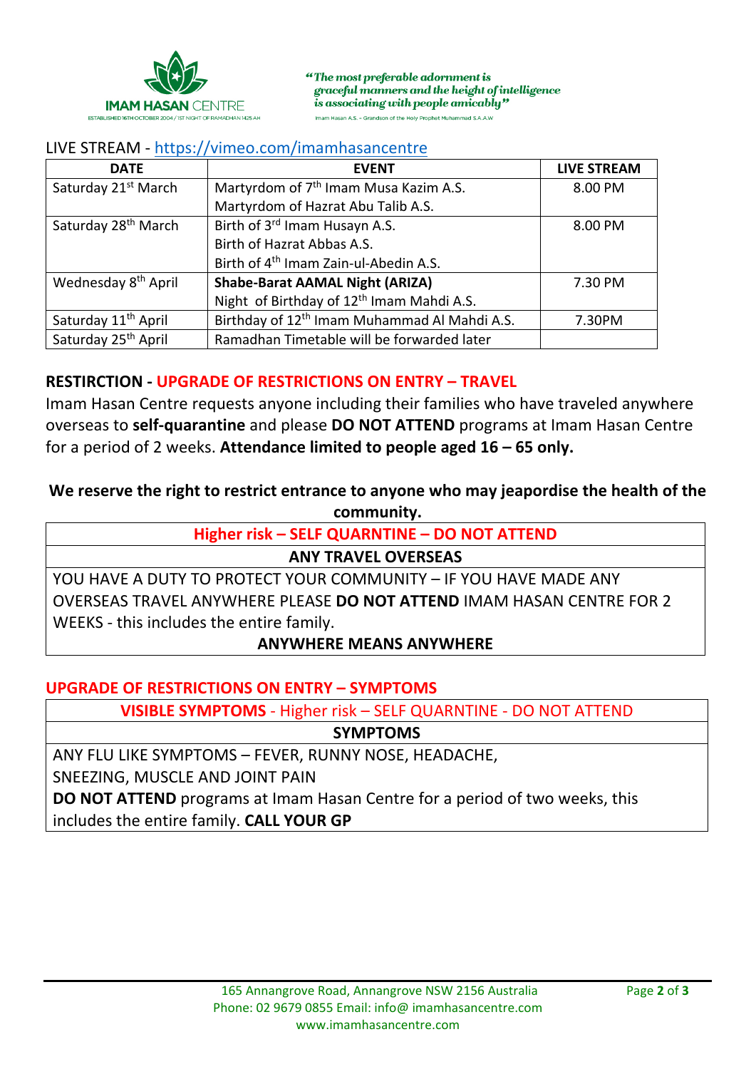**IMAM HASAN CENTRE**

ESTABLISHED 16TH OCTOBER 2004 / 1ST NIGHT OF RAMADHAN 1425 AH

*"The most preferable adornment is graceful manners and the height of intelligence is associating with people amicably"*

Imam Hasan A.S. - Grandson of the Holy Prophet Muhammad S.A.A.W

LIVE STREAM - https://vimeo.com/imamhasancentre

| DATE | EVENT | LIVE STREAM |
|---|---|---|
| Saturday 21st March | Martyrdom of 7th Imam Musa Kazim A.S.<br>Martyrdom of Hazrat Abu Talib A.S. | 8.00 PM |
| Saturday 28th March | Birth of 3rd Imam Husayn A.S.<br>Birth of Hazrat Abbas A.S.<br>Birth of 4th Imam Zain-ul-Abedin A.S. | 8.00 PM |
| Wednesday 8th April | **Shabe-Barat AAMAL Night (ARIZA)**<br>Night of Birthday of 12th Imam Mahdi A.S. | 7.30 PM |
| Saturday 11th April | Birthday of 12th Imam Muhammad Al Mahdi A.S. | 7.30PM |
| Saturday 25th April | Ramadhan Timetable will be forwarded later | |

## RESTIRCTION - UPGRADE OF RESTRICTIONS ON ENTRY – TRAVEL

Imam Hasan Centre requests anyone including their families who have traveled anywhere overseas to **self-quarantine** and please **DO NOT ATTEND** programs at Imam Hasan Centre for a period of 2 weeks. **Attendance limited to people aged 16 – 65 only.**

**We reserve the right to restrict entrance to anyone who may jeapordise the health of the community.**

| Higher risk – SELF QUARNTINE – DO NOT ATTEND |
|---|
| **ANY TRAVEL OVERSEAS** |
| YOU HAVE A DUTY TO PROTECT YOUR COMMUNITY – IF YOU HAVE MADE ANY OVERSEAS TRAVEL ANYWHERE PLEASE **DO NOT ATTEND** IMAM HASAN CENTRE FOR 2 WEEKS - this includes the entire family.<br>**ANYWHERE MEANS ANYWHERE** |

## UPGRADE OF RESTRICTIONS ON ENTRY – SYMPTOMS

| **VISIBLE SYMPTOMS** - Higher risk – SELF QUARNTINE - DO NOT ATTEND |
|---|
| **SYMPTOMS** |
| ANY FLU LIKE SYMPTOMS – FEVER, RUNNY NOSE, HEADACHE, SNEEZING, MUSCLE AND JOINT PAIN<br>**DO NOT ATTEND** programs at Imam Hasan Centre for a period of two weeks, this includes the entire family. **CALL YOUR GP** |

165 Annangrove Road, Annangrove NSW 2156 Australia
Phone: 02 9679 0855 Email: info@ imamhasancentre.com
www.imamhasancentre.com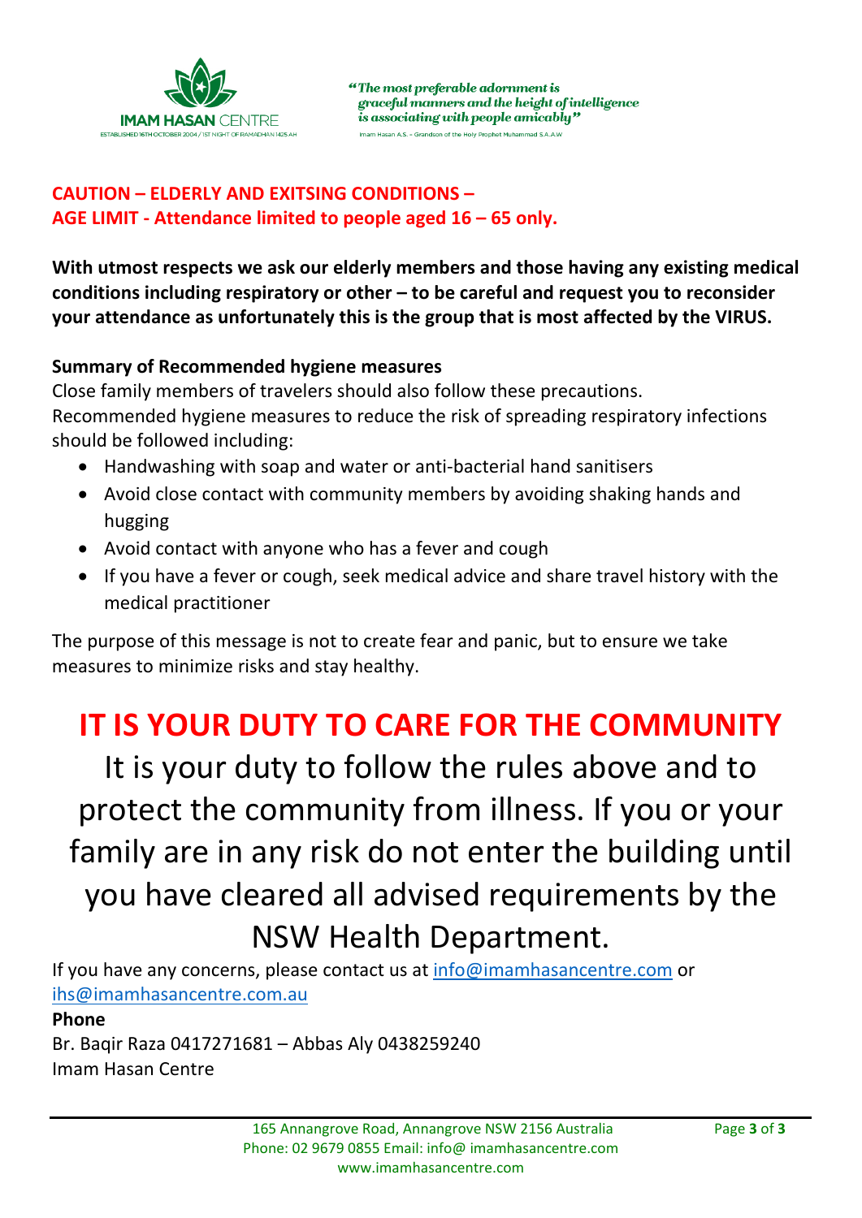IMAM HASAN CENTRE
ESTABLISHED 16TH OCTOBER 2004 / 1ST NIGHT OF RAMADHAN 1425 AH

*"The most preferable adornment is graceful manners and the height of intelligence is associating with people amicably"*
Imam Hasan A.S. - Grandson of the Holy Prophet Muhammad S.A.A.W

**CAUTION – ELDERLY AND EXITSING CONDITIONS –**
**AGE LIMIT - Attendance limited to people aged 16 – 65 only.**

**With utmost respects we ask our elderly members and those having any existing medical conditions including respiratory or other – to be careful and request you to reconsider your attendance as unfortunately this is the group that is most affected by the VIRUS.**

**Summary of Recommended hygiene measures**
Close family members of travelers should also follow these precautions.
Recommended hygiene measures to reduce the risk of spreading respiratory infections should be followed including:

- Handwashing with soap and water or anti-bacterial hand sanitisers
- Avoid close contact with community members by avoiding shaking hands and hugging
- Avoid contact with anyone who has a fever and cough
- If you have a fever or cough, seek medical advice and share travel history with the medical practitioner

The purpose of this message is not to create fear and panic, but to ensure we take measures to minimize risks and stay healthy.

# IT IS YOUR DUTY TO CARE FOR THE COMMUNITY

It is your duty to follow the rules above and to protect the community from illness. If you or your family are in any risk do not enter the building until you have cleared all advised requirements by the NSW Health Department.

If you have any concerns, please contact us at info@imamhasancentre.com or ihs@imamhasancentre.com.au

**Phone**
Br. Baqir Raza 0417271681 – Abbas Aly 0438259240
Imam Hasan Centre

165 Annangrove Road, Annangrove NSW 2156 Australia
Phone: 02 9679 0855 Email: info@ imamhasancentre.com
www.imamhasancentre.com